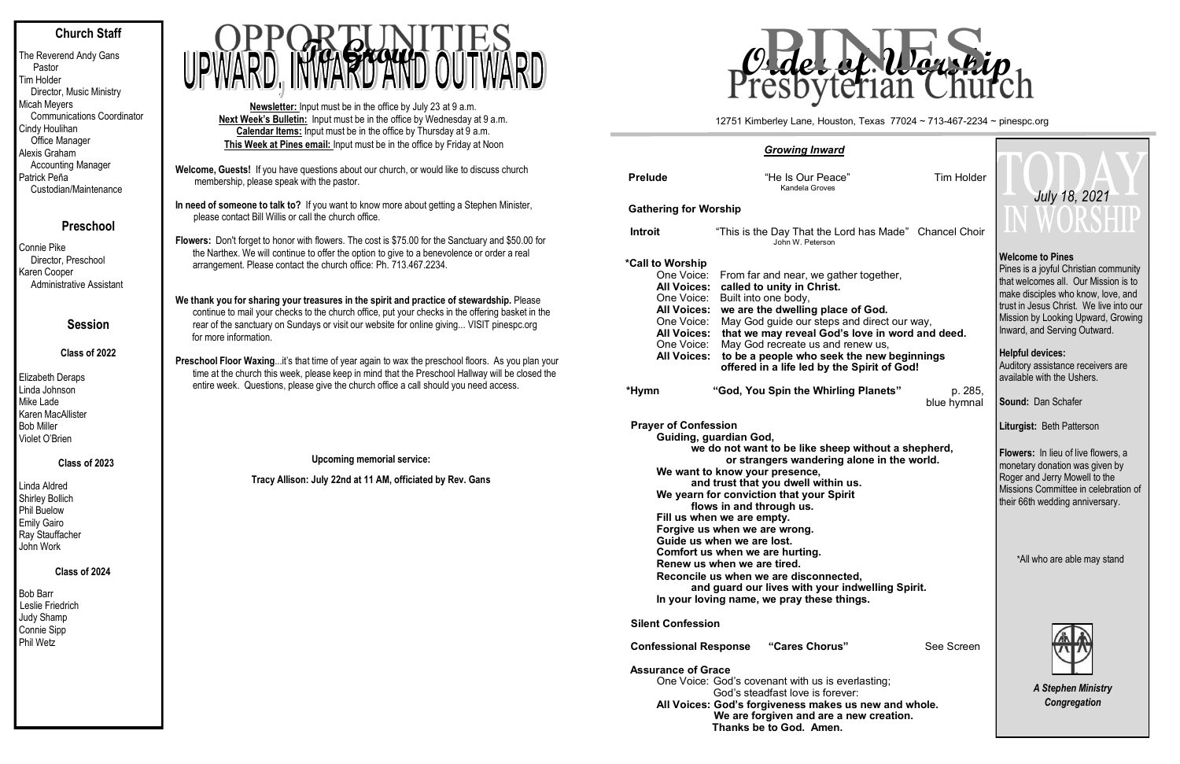## Church Staff

The Reverend Andy Gans
Pastor
Tim Holder
Director, Music Ministry
Micah Meyers
Communications Coordinator
Cindy Houlihan
Office Manager
Alexis Graham
Accounting Manager
Patrick Peña
Custodian/Maintenance

## Preschool

Connie Pike
Director, Preschool
Karen Cooper
Administrative Assistant

## Session

### Class of 2022

Elizabeth Deraps
Linda Johnson
Mike Lade
Karen MacAllister
Bob Miller
Violet O'Brien

### Class of 2023

Linda Aldred
Shirley Bollich
Phil Buelow
Emily Gairo
Ray Stauffacher
John Work

### Class of 2024

Bob Barr
Leslie Friedrich
Judy Shamp
Connie Sipp
Phil Wetz

# OPPORTUNITIES *To Grow* UPWARD, INWARD AND OUTWARD

**Newsletter:** Input must be in the office by July 23 at 9 a.m.
**Next Week's Bulletin:** Input must be in the office by Wednesday at 9 a.m.
**Calendar Items:** Input must be in the office by Thursday at 9 a.m.
**This Week at Pines email:** Input must be in the office by Friday at Noon

**Welcome, Guests!** If you have questions about our church, or would like to discuss church membership, please speak with the pastor.

**In need of someone to talk to?** If you want to know more about getting a Stephen Minister, please contact Bill Willis or call the church office.

**Flowers:** Don't forget to honor with flowers. The cost is $75.00 for the Sanctuary and $50.00 for the Narthex. We will continue to offer the option to give to a benevolence or order a real arrangement. Please contact the church office: Ph. 713.467.2234.

**We thank you for sharing your treasures in the spirit and practice of stewardship.** Please continue to mail your checks to the church office, put your checks in the offering basket in the rear of the sanctuary on Sundays or visit our website for online giving... VISIT pinespc.org for more information.

**Preschool Floor Waxing**...it's that time of year again to wax the preschool floors. As you plan your time at the church this week, please keep in mind that the Preschool Hallway will be closed the entire week. Questions, please give the church office a call should you need access.

**Upcoming memorial service:**

**Tracy Allison: July 22nd at 11 AM, officiated by Rev. Gans**

# PINES Presbyterian Church — *Order of Worship*

12751 Kimberley Lane, Houston, Texas 77024 ~ 713-467-2234 ~ pinespc.org

### *Growing Inward*

**Prelude** — "He Is Our Peace" (Kandela Groves) — Tim Holder

**Gathering for Worship**

**Introit** — "This is the Day That the Lord has Made" (John W. Peterson) — Chancel Choir

**\*Call to Worship**
One Voice: From far and near, we gather together,
**All Voices: called to unity in Christ.**
One Voice: Built into one body,
**All Voices: we are the dwelling place of God.**
One Voice: May God guide our steps and direct our way,
**All Voices: that we may reveal God's love in word and deed.**
One Voice: May God recreate us and renew us,
**All Voices: to be a people who seek the new beginnings offered in a life led by the Spirit of God!**

**\*Hymn** — **"God, You Spin the Whirling Planets"** — p. 285, blue hymnal

**Prayer of Confession**
**Guiding, guardian God,
we do not want to be like sheep without a shepherd,
or strangers wandering alone in the world.
We want to know your presence,
and trust that you dwell within us.
We yearn for conviction that your Spirit
flows in and through us.
Fill us when we are empty.
Forgive us when we are wrong.
Guide us when we are lost.
Comfort us when we are hurting.
Renew us when we are tired.
Reconcile us when we are disconnected,
and guard our lives with your indwelling Spirit.
In your loving name, we pray these things.**

**Silent Confession**

**Confessional Response** — **"Cares Chorus"** — See Screen

**Assurance of Grace**
One Voice: God's covenant with us is everlasting;
God's steadfast love is forever:
**All Voices: God's forgiveness makes us new and whole.
We are forgiven and are a new creation.
Thanks be to God. Amen.**

# TODAY IN WORSHIP
*July 18, 2021*

**Welcome to Pines**
Pines is a joyful Christian community that welcomes all. Our Mission is to make disciples who know, love, and trust in Jesus Christ. We live into our Mission by Looking Upward, Growing Inward, and Serving Outward.

**Helpful devices:**
Auditory assistance receivers are available with the Ushers.

**Sound:** Dan Schafer

**Liturgist:** Beth Patterson

**Flowers:** In lieu of live flowers, a monetary donation was given by Roger and Jerry Mowell to the Missions Committee in celebration of their 66th wedding anniversary.

\*All who are able may stand

*A Stephen Ministry Congregation*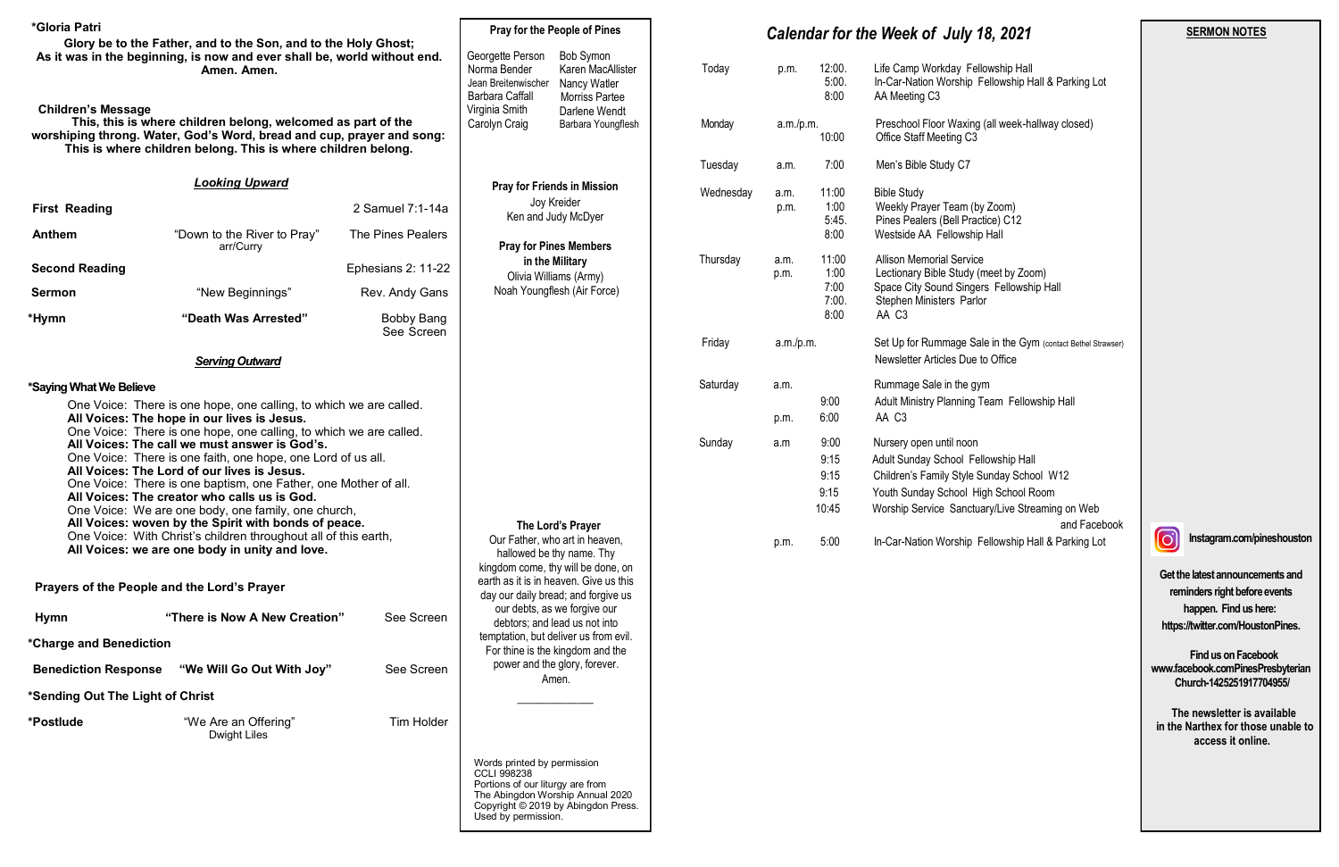**\*Gloria Patri**

**Glory be to the Father, and to the Son, and to the Holy Ghost; As it was in the beginning, is now and ever shall be, world without end. Amen. Amen.**

**Children's Message**

**This, this is where children belong, welcomed as part of the worshiping throng. Water, God's Word, bread and cup, prayer and song: This is where children belong. This is where children belong.**

## *Looking Upward*

| | | |
|---|---|---|
| **First Reading** | | 2 Samuel 7:1-14a |
| **Anthem** | "Down to the River to Pray" arr/Curry | The Pines Pealers |
| **Second Reading** | | Ephesians 2: 11-22 |
| **Sermon** | "New Beginnings" | Rev. Andy Gans |
| **\*Hymn** | **"Death Was Arrested"** | Bobby Bang See Screen |

## *Serving Outward*

**\*Saying What We Believe**

One Voice: There is one hope, one calling, to which we are called.
**All Voices: The hope in our lives is Jesus.**
One Voice: There is one hope, one calling, to which we are called.
**All Voices: The call we must answer is God's.**
One Voice: There is one faith, one hope, one Lord of us all.
**All Voices: The Lord of our lives is Jesus.**
One Voice: There is one baptism, one Father, one Mother of all.
**All Voices: The creator who calls us is God.**
One Voice: We are one body, one family, one church,
**All Voices: woven by the Spirit with bonds of peace.**
One Voice: With Christ's children throughout all of this earth,
**All Voices: we are one body in unity and love.**

**Prayers of the People and the Lord's Prayer**

| | | |
|---|---|---|
| **Hymn** | **"There is Now A New Creation"** | See Screen |
| **\*Charge and Benediction** | | |
| **Benediction Response** | **"We Will Go Out With Joy"** | See Screen |
| **\*Sending Out The Light of Christ** | | |
| **\*Postlude** | "We Are an Offering" Dwight Liles | Tim Holder |

**Pray for the People of Pines**

| | |
|---|---|
| Georgette Person | Bob Symon |
| Norma Bender | Karen MacAllister |
| Jean Breitenwischer | Nancy Watler |
| Barbara Caffall | Morriss Partee |
| Virginia Smith | Darlene Wendt |
| Carolyn Craig | Barbara Youngflesh |

**Pray for Friends in Mission**

Joy Kreider
Ken and Judy McDyer

**Pray for Pines Members in the Military**

Olivia Williams (Army)
Noah Youngflesh (Air Force)

**The Lord's Prayer**

Our Father, who art in heaven, hallowed be thy name. Thy kingdom come, thy will be done, on earth as it is in heaven. Give us this day our daily bread; and forgive us our debts, as we forgive our debtors; and lead us not into temptation, but deliver us from evil. For thine is the kingdom and the power and the glory, forever. Amen.

Words printed by permission
CCLI 998238
Portions of our liturgy are from The Abingdon Worship Annual 2020 Copyright © 2019 by Abingdon Press. Used by permission.

## *Calendar for the Week of July 18, 2021*

| | | | |
|---|---|---|---|
| Today | p.m. | 12:00. | Life Camp Workday Fellowship Hall |
| | | 5:00. | In-Car-Nation Worship Fellowship Hall & Parking Lot |
| | | 8:00 | AA Meeting C3 |
| Monday | a.m./p.m. | | Preschool Floor Waxing (all week-hallway closed) |
| | | 10:00 | Office Staff Meeting C3 |
| Tuesday | a.m. | 7:00 | Men's Bible Study C7 |
| Wednesday | a.m. | 11:00 | Bible Study |
| | p.m. | 1:00 | Weekly Prayer Team (by Zoom) |
| | | 5:45. | Pines Pealers (Bell Practice) C12 |
| | | 8:00 | Westside AA Fellowship Hall |
| Thursday | a.m. | 11:00 | Allison Memorial Service |
| | p.m. | 1:00 | Lectionary Bible Study (meet by Zoom) |
| | | 7:00 | Space City Sound Singers Fellowship Hall |
| | | 7:00. | Stephen Ministers Parlor |
| | | 8:00 | AA C3 |
| Friday | a.m./p.m. | | Set Up for Rummage Sale in the Gym (contact Bethel Strawser) |
| | | | Newsletter Articles Due to Office |
| Saturday | a.m. | | Rummage Sale in the gym |
| | | 9:00 | Adult Ministry Planning Team Fellowship Hall |
| | p.m. | 6:00 | AA C3 |
| Sunday | a.m | 9:00 | Nursery open until noon |
| | | 9:15 | Adult Sunday School Fellowship Hall |
| | | 9:15 | Children's Family Style Sunday School W12 |
| | | 9:15 | Youth Sunday School High School Room |
| | | 10:45 | Worship Service Sanctuary/Live Streaming on Web and Facebook |
| | p.m. | 5:00 | In-Car-Nation Worship Fellowship Hall & Parking Lot |

**SERMON NOTES**

**Instagram.com/pineshouston**

**Get the latest announcements and reminders right before events happen. Find us here: https://twitter.com/HoustonPines.**

**Find us on Facebook www.facebook.comPinesPresbyterian Church-1425251917704955/**

**The newsletter is available in the Narthex for those unable to access it online.**